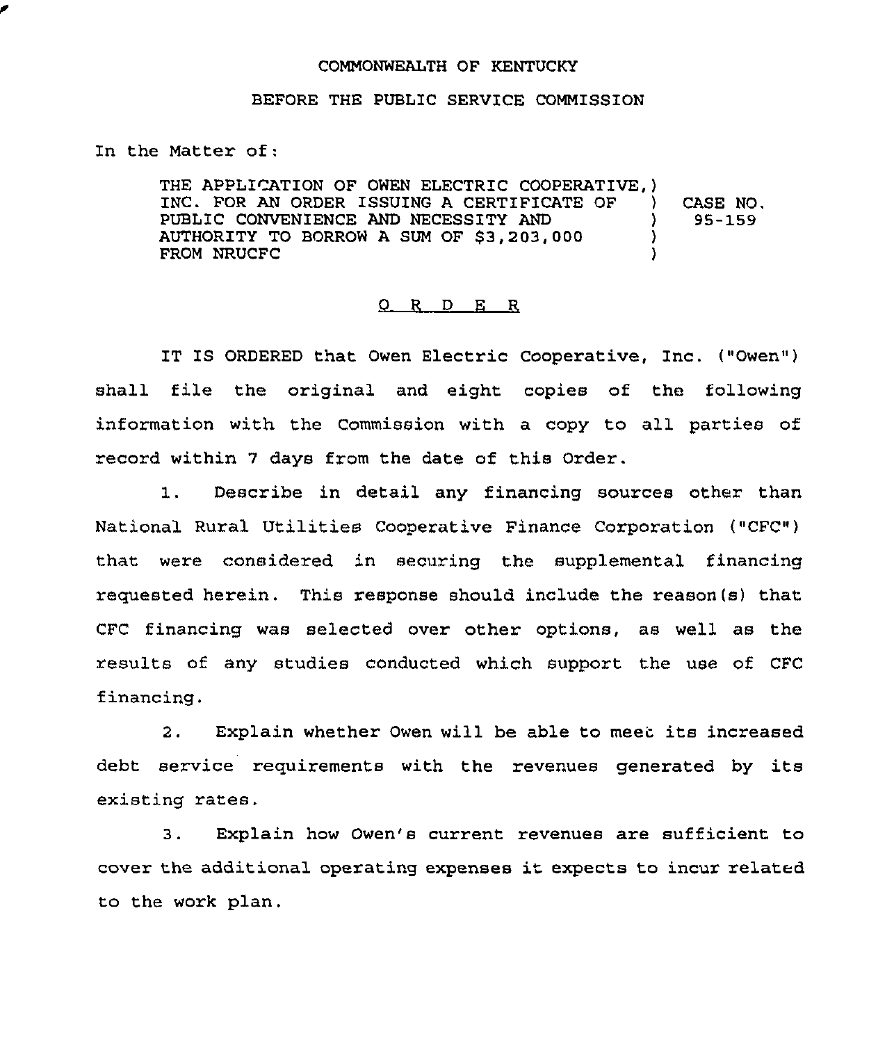COMMONWEALTH OF KENTUCKY

BEFORE THE PUBLIC SERVICE COMMISSION

In the Matter of:

THE APPLICATION OF OWEN ELECTRIC COOPERATIVE, INC. FOR AN ORDER ISSUING A CERTIFICATE OF PUBLIC CONVENIENCE AND NECESSITY AND AUTHORITY TO BORROW A SUM OF $3,203,000 FROM NRUCFC ) CASE NO. 95-159

## O R D E R

IT IS ORDERED that Owen Electric Cooperative, Inc. ("Owen") shall file the original and eight copies of the following information with the Commission with a copy to all parties of record within 7 days from the date of this Order.

1. Describe in detail any financing sources other than National Rural Utilities Cooperative Finance Corporation ("CFC") that were considered in securing the supplemental financing requested herein. This response should include the reason(s) that CFC financing was selected over other options, as well as the results of any studies conducted which support the use of CFC financing.

2. Explain whether Owen will be able to meet its increased debt service requirements with the revenues generated by its existing rates.

3. Explain how Owen's current revenues are sufficient to cover the additional operating expenses it expects to incur related to the work plan.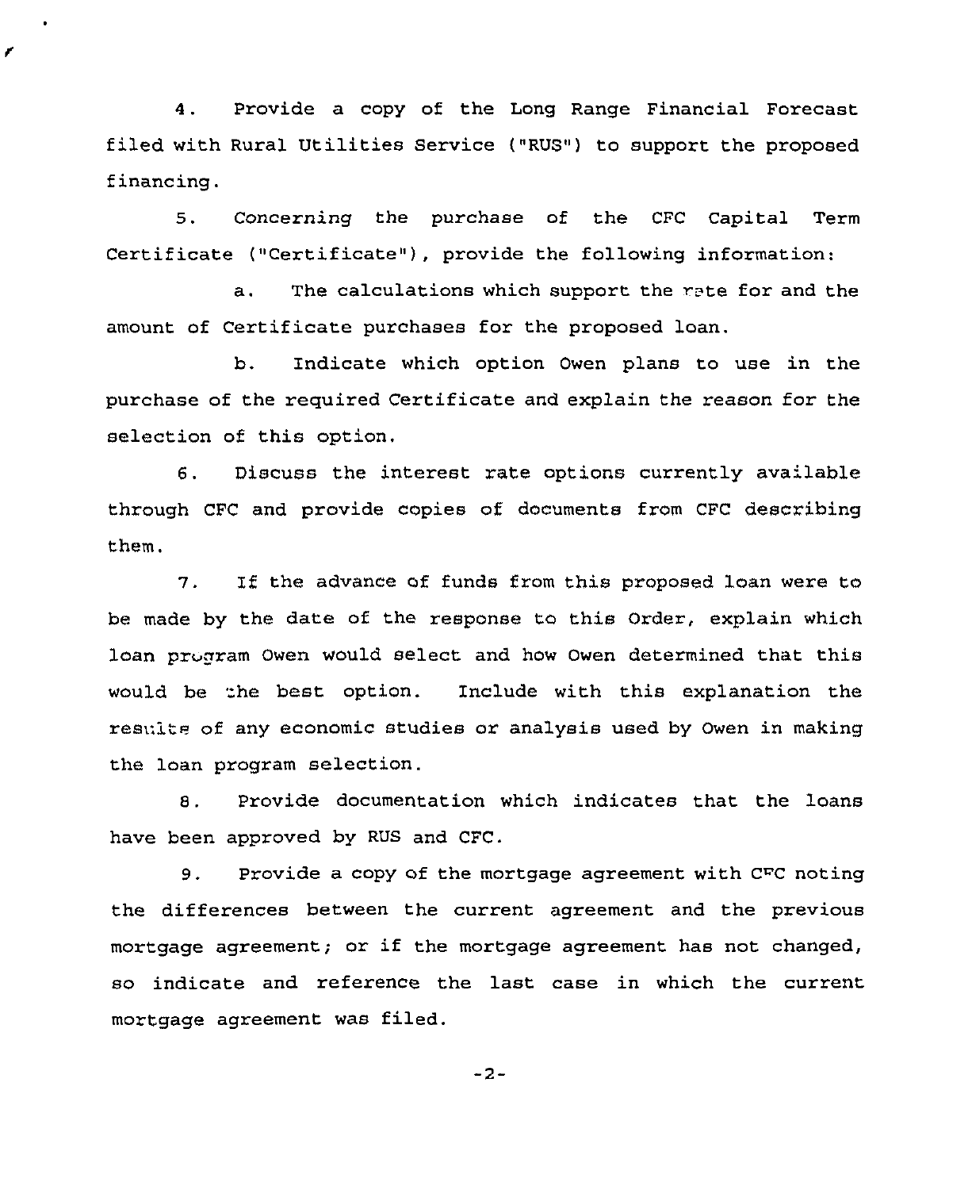4. Provide a copy of the Long Range Financial Forecast filed with Rural Utilities Service ("RUS") to support the proposed financing.

5. Concerning the purchase of the CFC Capital Term Certificate ("Certificate"), provide the following information:

a. The calculations which support the rate for and the amount of Certificate purchases for the proposed loan.

b. Indicate which option Owen plans to use in the purchase of the required Certificate and explain the reason for the selection of this option.

6. Discuss the interest rate options currently available through CFC and provide copies of documents from CFC describing them.

7. If the advance of funds from this proposed loan were to be made by the date of the response to this Order, explain which loan program Owen would select and how Owen determined that this would be the best option. Include with this explanation the results of any economic studies or analysis used by Owen in making the loan program selection.

8. Provide documentation which indicates that the loans have been approved by RUS and CFC.

9. Provide a copy of the mortgage agreement with CFC noting the differences between the current agreement and the previous mortgage agreement; or if the mortgage agreement has not changed, so indicate and reference the last case in which the current mortgage agreement was filed.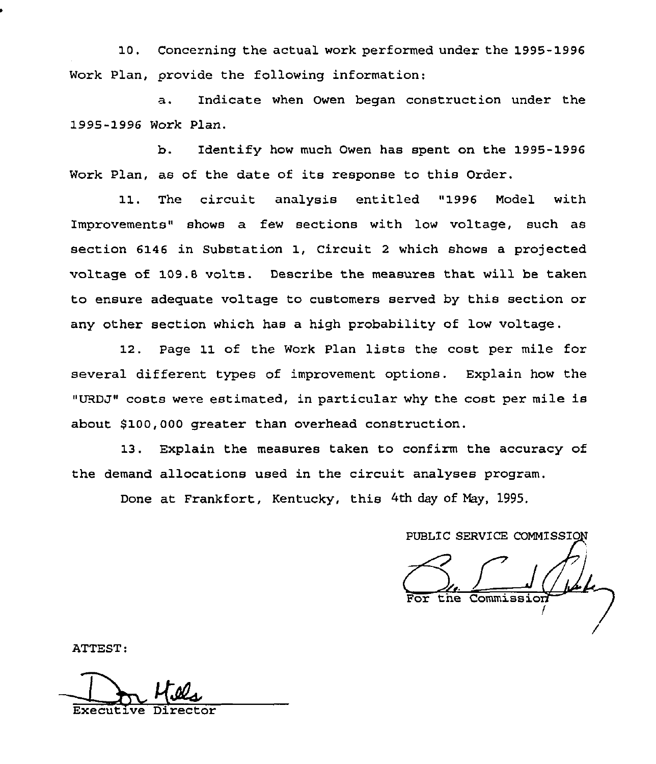10. Concerning the actual work performed under the 1995-1996 Work Plan, provide the following information:

a. Indicate when Owen began construction under the 1995-1996 Work Plan.

b. Identify how much Owen has spent on the 1995-1996 Work Plan, as of the date of its response to this Order.

11. The circuit analysis entitled "1996 Model with Improvements" shows a few sections with low voltage, such as section 6146 in Substation 1, Circuit 2 which shows a projected voltage of 109.8 volts. Describe the measures that will be taken to ensure adequate voltage to customers served by this section or any other section which has a high probability of low voltage.

12. Page 11 of the Work Plan lists the cost per mile for several different types of improvement options. Explain how the "URDJ" costs were estimated, in particular why the cost per mile is about $100,000 greater than overhead construction.

13. Explain the measures taken to confirm the accuracy of the demand allocations used in the circuit analyses program.

Done at Frankfort, Kentucky, this 4th day of May, 1995.

PUBLIC SERVICE COMMISSION

For the Commission

ATTEST:

Executive Director